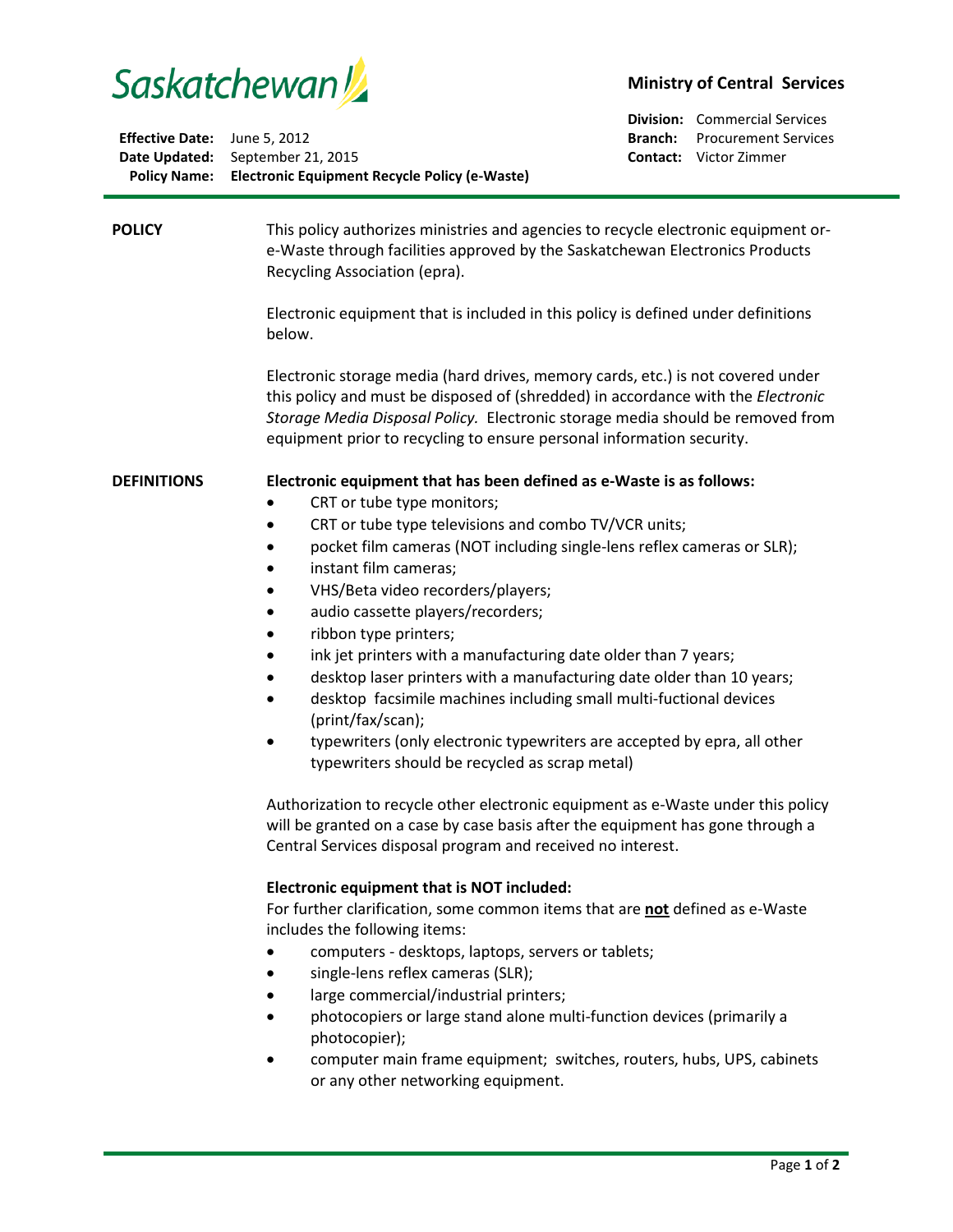# Saskatchewan

## Ministry of Central Services

**Division:** Commercial Services
**Branch:** Procurement Services
**Contact:** Victor Zimmer

**Effective Date:** June 5, 2012
**Date Updated:** September 21, 2015
**Policy Name:** **Electronic Equipment Recycle Policy (e-Waste)**

---

## POLICY

This policy authorizes ministries and agencies to recycle electronic equipment or-e-Waste through facilities approved by the Saskatchewan Electronics Products Recycling Association (epra).

Electronic equipment that is included in this policy is defined under definitions below.

Electronic storage media (hard drives, memory cards, etc.) is not covered under this policy and must be disposed of (shredded) in accordance with the *Electronic Storage Media Disposal Policy.* Electronic storage media should be removed from equipment prior to recycling to ensure personal information security.

## DEFINITIONS

**Electronic equipment that has been defined as e-Waste is as follows:**

- CRT or tube type monitors;
- CRT or tube type televisions and combo TV/VCR units;
- pocket film cameras (NOT including single-lens reflex cameras or SLR);
- instant film cameras;
- VHS/Beta video recorders/players;
- audio cassette players/recorders;
- ribbon type printers;
- ink jet printers with a manufacturing date older than 7 years;
- desktop laser printers with a manufacturing date older than 10 years;
- desktop facsimile machines including small multi-fuctional devices (print/fax/scan);
- typewriters (only electronic typewriters are accepted by epra, all other typewriters should be recycled as scrap metal)

Authorization to recycle other electronic equipment as e-Waste under this policy will be granted on a case by case basis after the equipment has gone through a Central Services disposal program and received no interest.

**Electronic equipment that is NOT included:**

For further clarification, some common items that are **not** defined as e-Waste includes the following items:

- computers - desktops, laptops, servers or tablets;
- single-lens reflex cameras (SLR);
- large commercial/industrial printers;
- photocopiers or large stand alone multi-function devices (primarily a photocopier);
- computer main frame equipment; switches, routers, hubs, UPS, cabinets or any other networking equipment.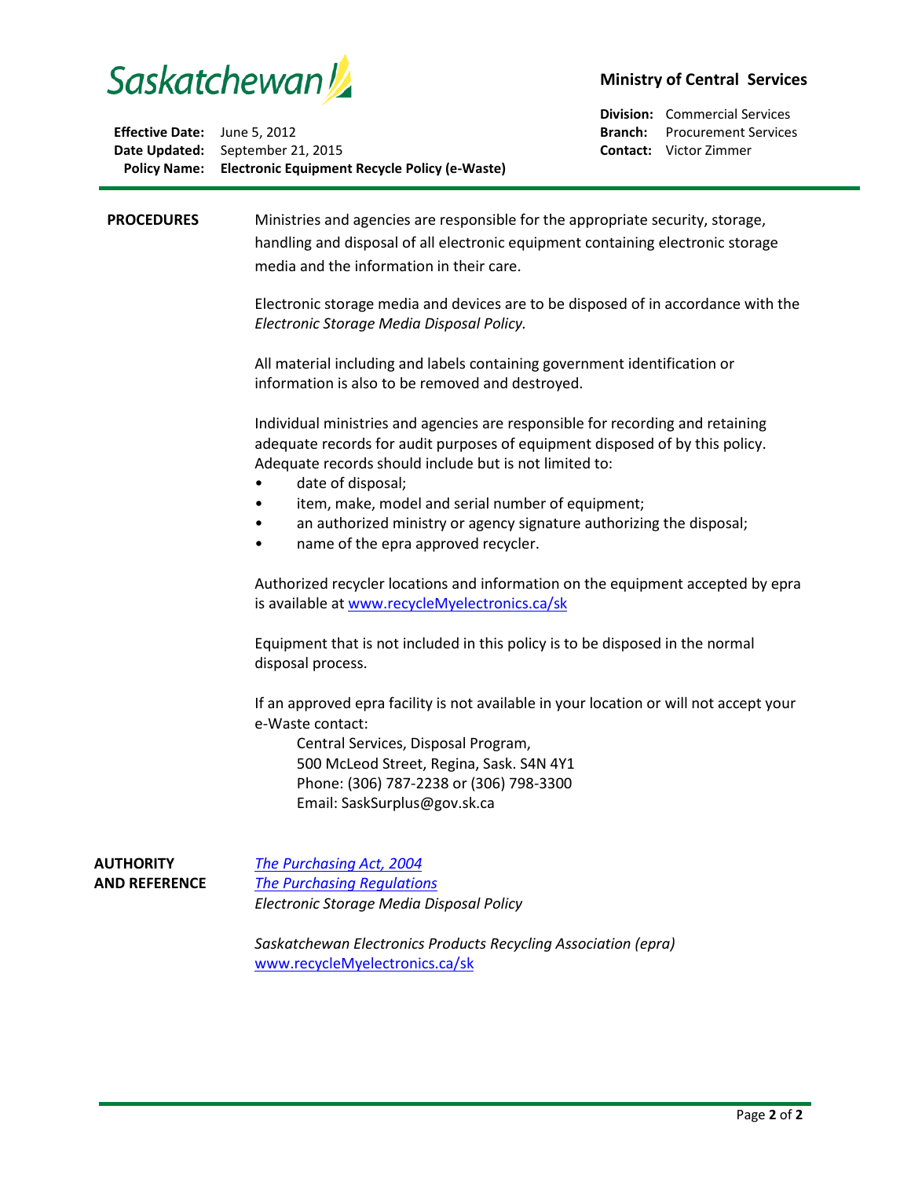**Ministry of Central Services**

**Division:** Commercial Services
**Branch:** Procurement Services
**Contact:** Victor Zimmer

**Effective Date:** June 5, 2012
**Date Updated:** September 21, 2015
**Policy Name:** **Electronic Equipment Recycle Policy (e-Waste)**

## PROCEDURES

Ministries and agencies are responsible for the appropriate security, storage, handling and disposal of all electronic equipment containing electronic storage media and the information in their care.

Electronic storage media and devices are to be disposed of in accordance with the *Electronic Storage Media Disposal Policy.*

All material including and labels containing government identification or information is also to be removed and destroyed.

Individual ministries and agencies are responsible for recording and retaining adequate records for audit purposes of equipment disposed of by this policy. Adequate records should include but is not limited to:

- date of disposal;
- item, make, model and serial number of equipment;
- an authorized ministry or agency signature authorizing the disposal;
- name of the epra approved recycler.

Authorized recycler locations and information on the equipment accepted by epra is available at www.recycleMyelectronics.ca/sk

Equipment that is not included in this policy is to be disposed in the normal disposal process.

If an approved epra facility is not available in your location or will not accept your e-Waste contact:

Central Services, Disposal Program,
500 McLeod Street, Regina, Sask. S4N 4Y1
Phone: (306) 787-2238 or (306) 798-3300
Email: SaskSurplus@gov.sk.ca

## AUTHORITY AND REFERENCE

*The Purchasing Act, 2004*
*The Purchasing Regulations*
*Electronic Storage Media Disposal Policy*

*Saskatchewan Electronics Products Recycling Association (epra)*
www.recycleMyelectronics.ca/sk